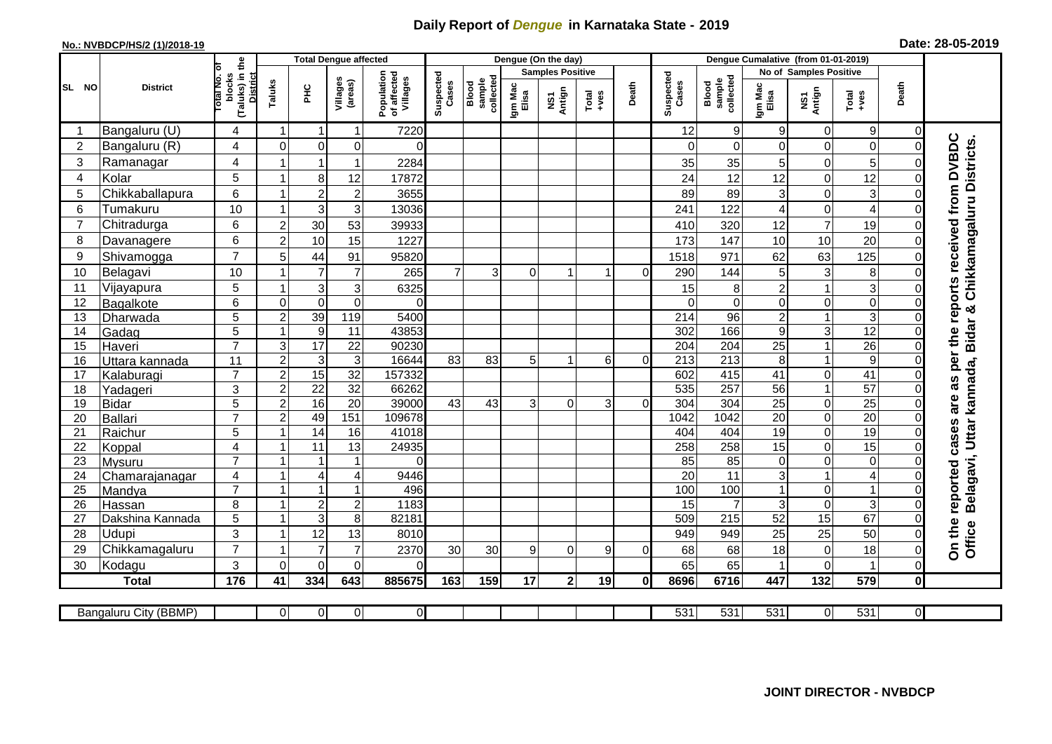# Daily Report of *Dengue* in Karnataka State - 2019

**No.: NVBDCP/HS/2 (1)/2018-19**

**Date: 28-05-2019**

| SL NO | District | Total No. of blocks (Taluks) in the District | Total Dengue affected | | | | Dengue (On the day) | | | | | | | Dengue Cumalative (from 01-01-2019) | | | | | | | |
|---|---|---|---|---|---|---|---|---|---|---|---|---|---|---|---|---|---|---|---|---|
| | | | Taluks | PHC | Villages (areas) | Population of affected Villages | Suspected Cases | Blood sample collected | Samples Positive | | | Death | Suspected Cases | Blood sample collected | No of Samples Positive | | | Death | |
| | | | | | | | | | Igm Mac Elisa | NS1 Antign | Total +ves | | | | Igm Mac Elisa | NS1 Antign | Total +ves | | |
| 1 | Bangaluru (U) | 4 | 1 | 1 | 1 | 7220 | | | | | | | 12 | 9 | 9 | 0 | 9 | 0 | On the reported cases are as per the reports received from DVBDC Office Belagavi, Uttar kannada, Bidar & Chikkamagaluru Districts. |
| 2 | Bangaluru (R) | 4 | 0 | 0 | 0 | 0 | | | | | | | 0 | 0 | 0 | 0 | 0 | 0 | |
| 3 | Ramanagar | 4 | 1 | 1 | 1 | 2284 | | | | | | | 35 | 35 | 5 | 0 | 5 | 0 | |
| 4 | Kolar | 5 | 1 | 8 | 12 | 17872 | | | | | | | 24 | 12 | 12 | 0 | 12 | 0 | |
| 5 | Chikkaballapura | 6 | 1 | 2 | 2 | 3655 | | | | | | | 89 | 89 | 3 | 0 | 3 | 0 | |
| 6 | Tumakuru | 10 | 1 | 3 | 3 | 13036 | | | | | | | 241 | 122 | 4 | 0 | 4 | 0 | |
| 7 | Chitradurga | 6 | 2 | 30 | 53 | 39933 | | | | | | | 410 | 320 | 12 | 7 | 19 | 0 | |
| 8 | Davanagere | 6 | 2 | 10 | 15 | 1227 | | | | | | | 173 | 147 | 10 | 10 | 20 | 0 | |
| 9 | Shivamogga | 7 | 5 | 44 | 91 | 95820 | | | | | | | 1518 | 971 | 62 | 63 | 125 | 0 | |
| 10 | Belagavi | 10 | 1 | 7 | 7 | 265 | 7 | 3 | 0 | 1 | 1 | 0 | 290 | 144 | 5 | 3 | 8 | 0 | |
| 11 | Vijayapura | 5 | 1 | 3 | 3 | 6325 | | | | | | | 15 | 8 | 2 | 1 | 3 | 0 | |
| 12 | Bagalkote | 6 | 0 | 0 | 0 | 0 | | | | | | | 0 | 0 | 0 | 0 | 0 | 0 | |
| 13 | Dharwada | 5 | 2 | 39 | 119 | 5400 | | | | | | | 214 | 96 | 2 | 1 | 3 | 0 | |
| 14 | Gadag | 5 | 1 | 9 | 11 | 43853 | | | | | | | 302 | 166 | 9 | 3 | 12 | 0 | |
| 15 | Haveri | 7 | 3 | 17 | 22 | 90230 | | | | | | | 204 | 204 | 25 | 1 | 26 | 0 | |
| 16 | Uttara kannada | 11 | 2 | 3 | 3 | 16644 | 83 | 83 | 5 | 1 | 6 | 0 | 213 | 213 | 8 | 1 | 9 | 0 | |
| 17 | Kalaburagi | 7 | 2 | 15 | 32 | 157332 | | | | | | | 602 | 415 | 41 | 0 | 41 | 0 | |
| 18 | Yadageri | 3 | 2 | 22 | 32 | 66262 | | | | | | | 535 | 257 | 56 | 1 | 57 | 0 | |
| 19 | Bidar | 5 | 2 | 16 | 20 | 39000 | 43 | 43 | 3 | 0 | 3 | 0 | 304 | 304 | 25 | 0 | 25 | 0 | |
| 20 | Ballari | 7 | 2 | 49 | 151 | 109678 | | | | | | | 1042 | 1042 | 20 | 0 | 20 | 0 | |
| 21 | Raichur | 5 | 1 | 14 | 16 | 41018 | | | | | | | 404 | 404 | 19 | 0 | 19 | 0 | |
| 22 | Koppal | 4 | 1 | 11 | 13 | 24935 | | | | | | | 258 | 258 | 15 | 0 | 15 | 0 | |
| 23 | Mysuru | 7 | 1 | 1 | 1 | 0 | | | | | | | 85 | 85 | 0 | 0 | 0 | 0 | |
| 24 | Chamarajanagar | 4 | 1 | 4 | 4 | 9446 | | | | | | | 20 | 11 | 3 | 1 | 4 | 0 | |
| 25 | Mandya | 7 | 1 | 1 | 1 | 496 | | | | | | | 100 | 100 | 1 | 0 | 1 | 0 | |
| 26 | Hassan | 8 | 1 | 2 | 2 | 1183 | | | | | | | 15 | 7 | 3 | 0 | 3 | 0 | |
| 27 | Dakshina Kannada | 5 | 1 | 3 | 8 | 82181 | | | | | | | 509 | 215 | 52 | 15 | 67 | 0 | |
| 28 | Udupi | 3 | 1 | 12 | 13 | 8010 | | | | | | | 949 | 949 | 25 | 25 | 50 | 0 | |
| 29 | Chikkamagaluru | 7 | 1 | 7 | 7 | 2370 | 30 | 30 | 9 | 0 | 9 | 0 | 68 | 68 | 18 | 0 | 18 | 0 | |
| 30 | Kodagu | 3 | 0 | 0 | 0 | 0 | | | | | | | 65 | 65 | 1 | 0 | 1 | 0 | |
| | **Total** | **176** | **41** | **334** | **643** | **885675** | **163** | **159** | **17** | **2** | **19** | **0** | **8696** | **6716** | **447** | **132** | **579** | **0** | |

| Bangaluru City (BBMP) | | 0 | 0 | 0 | 0 | | | | | | | 531 | 531 | 531 | 0 | 531 | 0 |
|---|---|---|---|---|---|---|---|---|---|---|---|---|---|---|---|---|---|

**JOINT DIRECTOR - NVBDCP**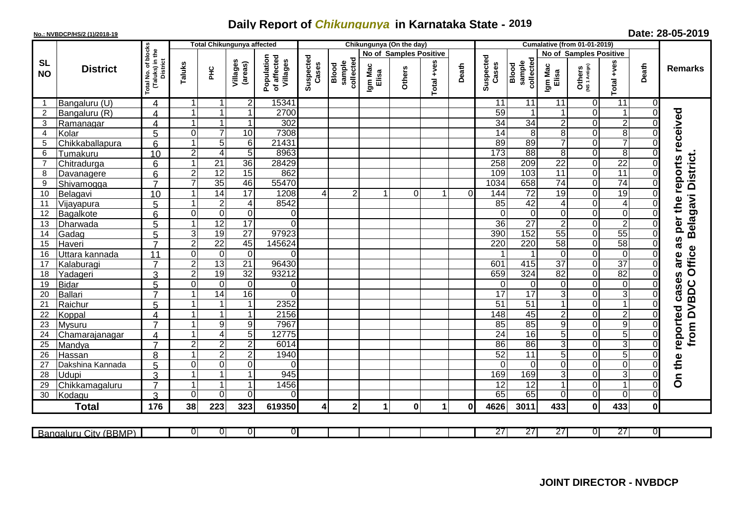# Daily Report of *Chikungunya* in Karnataka State - 2019

**No.: NVBDCP/HS/2 (1)/2018-19**

**Date: 28-05-2019**

| SL NO | District | Total No. of blocks (Taluks) in the District | Total Chikungunya affected | | | | Chikungunya (On the day) | | | | | | | Cumalative (from 01-01-2019) | | | | | | | Remarks |
|---|---|---|---|---|---|---|---|---|---|---|---|---|---|---|---|---|---|---|---|---|---|
| | | | | | | | | | No of Samples Positive | | | | | | No of Samples Positive | | | | | |
| | | | Taluks | PHC | Villages (areas) | Population of affected Villages | Suspected Cases | Blood sample collected | Igm Mac Elisa | Others | Total +ves | Death | Suspected Cases | Blood sample collected | Igm Mac Elisa | Others (NS 1 Antign) | Total +ves | Death | |
| 1 | Bangaluru (U) | 4 | 1 | 1 | 2 | 15341 | | | | | | | 11 | 11 | 11 | 0 | 11 | 0 | On the reported cases are as per the reports received from DVBDC Office Belagavi District. |
| 2 | Bangaluru (R) | 4 | 1 | 1 | 1 | 2700 | | | | | | | 59 | 1 | 1 | 0 | 1 | 0 | |
| 3 | Ramanagar | 4 | 1 | 1 | 1 | 302 | | | | | | | 34 | 34 | 2 | 0 | 2 | 0 | |
| 4 | Kolar | 5 | 0 | 7 | 10 | 7308 | | | | | | | 14 | 8 | 8 | 0 | 8 | 0 | |
| 5 | Chikkaballapura | 6 | 1 | 5 | 6 | 21431 | | | | | | | 89 | 89 | 7 | 0 | 7 | 0 | |
| 6 | Tumakuru | 10 | 2 | 4 | 5 | 8963 | | | | | | | 173 | 88 | 8 | 0 | 8 | 0 | |
| 7 | Chitradurga | 6 | 1 | 21 | 36 | 28429 | | | | | | | 258 | 209 | 22 | 0 | 22 | 0 | |
| 8 | Davanagere | 6 | 2 | 12 | 15 | 862 | | | | | | | 109 | 103 | 11 | 0 | 11 | 0 | |
| 9 | Shivamogga | 7 | 7 | 35 | 46 | 55470 | | | | | | | 1034 | 658 | 74 | 0 | 74 | 0 | |
| 10 | Belagavi | 10 | 1 | 14 | 17 | 1208 | 4 | 2 | 1 | 0 | 1 | 0 | 144 | 72 | 19 | 0 | 19 | 0 | |
| 11 | Vijayapura | 5 | 1 | 2 | 4 | 8542 | | | | | | | 85 | 42 | 4 | 0 | 4 | 0 | |
| 12 | Bagalkote | 6 | 0 | 0 | 0 | 0 | | | | | | | 0 | 0 | 0 | 0 | 0 | 0 | |
| 13 | Dharwada | 5 | 1 | 12 | 17 | 0 | | | | | | | 36 | 27 | 2 | 0 | 2 | 0 | |
| 14 | Gadag | 5 | 3 | 19 | 27 | 97923 | | | | | | | 390 | 152 | 55 | 0 | 55 | 0 | |
| 15 | Haveri | 7 | 2 | 22 | 45 | 145624 | | | | | | | 220 | 220 | 58 | 0 | 58 | 0 | |
| 16 | Uttara kannada | 11 | 0 | 0 | 0 | 0 | | | | | | | 1 | 1 | 0 | 0 | 0 | 0 | |
| 17 | Kalaburagi | 7 | 2 | 13 | 21 | 96430 | | | | | | | 601 | 415 | 37 | 0 | 37 | 0 | |
| 18 | Yadageri | 3 | 2 | 19 | 32 | 93212 | | | | | | | 659 | 324 | 82 | 0 | 82 | 0 | |
| 19 | Bidar | 5 | 0 | 0 | 0 | 0 | | | | | | | 0 | 0 | 0 | 0 | 0 | 0 | |
| 20 | Ballari | 7 | 1 | 14 | 16 | 0 | | | | | | | 17 | 17 | 3 | 0 | 3 | 0 | |
| 21 | Raichur | 5 | 1 | 1 | 1 | 2352 | | | | | | | 51 | 51 | 1 | 0 | 1 | 0 | |
| 22 | Koppal | 4 | 1 | 1 | 1 | 2156 | | | | | | | 148 | 45 | 2 | 0 | 2 | 0 | |
| 23 | Mysuru | 7 | 1 | 9 | 9 | 7967 | | | | | | | 85 | 85 | 9 | 0 | 9 | 0 | |
| 24 | Chamarajanagar | 4 | 1 | 4 | 5 | 12775 | | | | | | | 24 | 16 | 5 | 0 | 5 | 0 | |
| 25 | Mandya | 7 | 2 | 2 | 2 | 6014 | | | | | | | 86 | 86 | 3 | 0 | 3 | 0 | |
| 26 | Hassan | 8 | 1 | 2 | 2 | 1940 | | | | | | | 52 | 11 | 5 | 0 | 5 | 0 | |
| 27 | Dakshina Kannada | 5 | 0 | 0 | 0 | 0 | | | | | | | 0 | 0 | 0 | 0 | 0 | 0 | |
| 28 | Udupi | 3 | 1 | 1 | 1 | 945 | | | | | | | 169 | 169 | 3 | 0 | 3 | 0 | |
| 29 | Chikkamagaluru | 7 | 1 | 1 | 1 | 1456 | | | | | | | 12 | 12 | 1 | 0 | 1 | 0 | |
| 30 | Kodagu | 3 | 0 | 0 | 0 | 0 | | | | | | | 65 | 65 | 0 | 0 | 0 | 0 | |
| | **Total** | **176** | **38** | **223** | **323** | **619350** | **4** | **2** | **1** | **0** | **1** | **0** | **4626** | **3011** | **433** | **0** | **433** | **0** | |

| | | | | | | | | | | | | | | | | | | | | |
|---|---|---|---|---|---|---|---|---|---|---|---|---|---|---|---|---|---|---|---|---|
| Bangaluru City (BBMP) | | 0 | 0 | 0 | 0 | | | | | | | 27 | 27 | 27 | 0 | 27 | 0 | |

**JOINT DIRECTOR - NVBDCP**